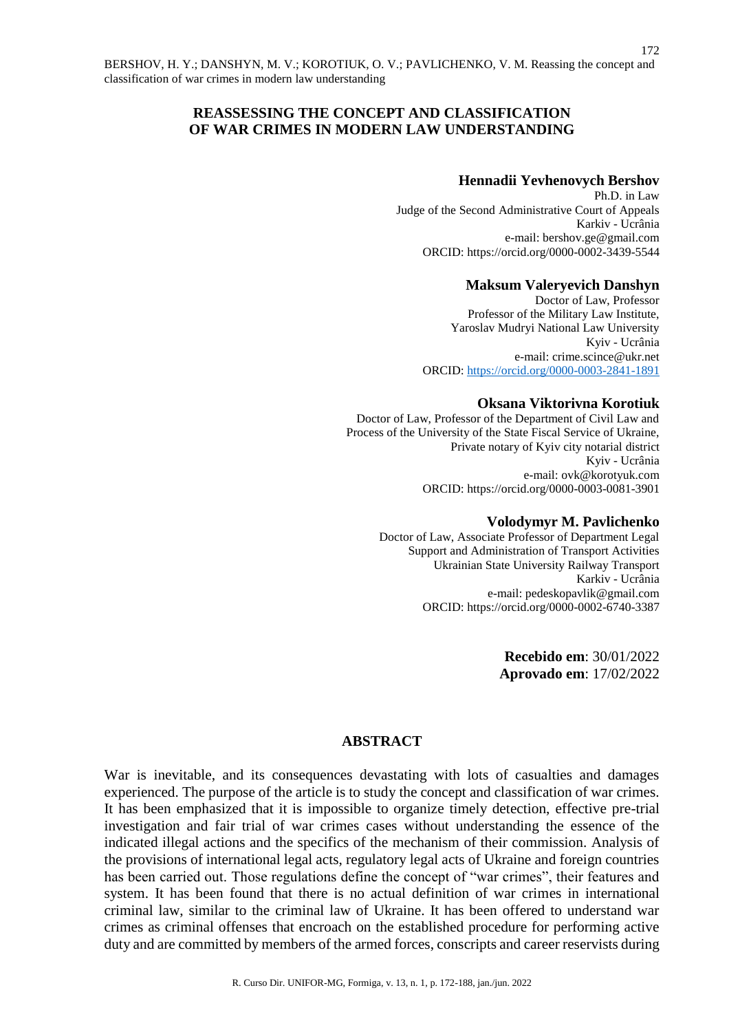# REASSESSING THE CONCEPT AND CLASSIFICATION OF WAR CRIMES IN MODERN LAW UNDERSTANDING

**Hennadii Yevhenovych Bershov**
Ph.D. in Law
Judge of the Second Administrative Court of Appeals
Karkiv - Ucrânia
e-mail: bershov.ge@gmail.com
ORCID: https://orcid.org/0000-0002-3439-5544

**Maksum Valeryevich Danshyn**
Doctor of Law, Professor
Professor of the Military Law Institute,
Yaroslav Mudryi National Law University
Kyiv - Ucrânia
e-mail: crime.scince@ukr.net
ORCID: https://orcid.org/0000-0003-2841-1891

**Oksana Viktorivna Korotiuk**
Doctor of Law, Professor of the Department of Civil Law and Process of the University of the State Fiscal Service of Ukraine,
Private notary of Kyiv city notarial district
Kyiv - Ucrânia
e-mail: ovk@korotyuk.com
ORCID: https://orcid.org/0000-0003-0081-3901

**Volodymyr M. Pavlichenko**
Doctor of Law, Associate Professor of Department Legal Support and Administration of Transport Activities
Ukrainian State University Railway Transport
Karkiv - Ucrânia
e-mail: pedeskopavlik@gmail.com
ORCID: https://orcid.org/0000-0002-6740-3387

**Recebido em**: 30/01/2022
**Aprovado em**: 17/02/2022

## ABSTRACT

War is inevitable, and its consequences devastating with lots of casualties and damages experienced. The purpose of the article is to study the concept and classification of war crimes. It has been emphasized that it is impossible to organize timely detection, effective pre-trial investigation and fair trial of war crimes cases without understanding the essence of the indicated illegal actions and the specifics of the mechanism of their commission. Analysis of the provisions of international legal acts, regulatory legal acts of Ukraine and foreign countries has been carried out. Those regulations define the concept of "war crimes", their features and system. It has been found that there is no actual definition of war crimes in international criminal law, similar to the criminal law of Ukraine. It has been offered to understand war crimes as criminal offenses that encroach on the established procedure for performing active duty and are committed by members of the armed forces, conscripts and career reservists during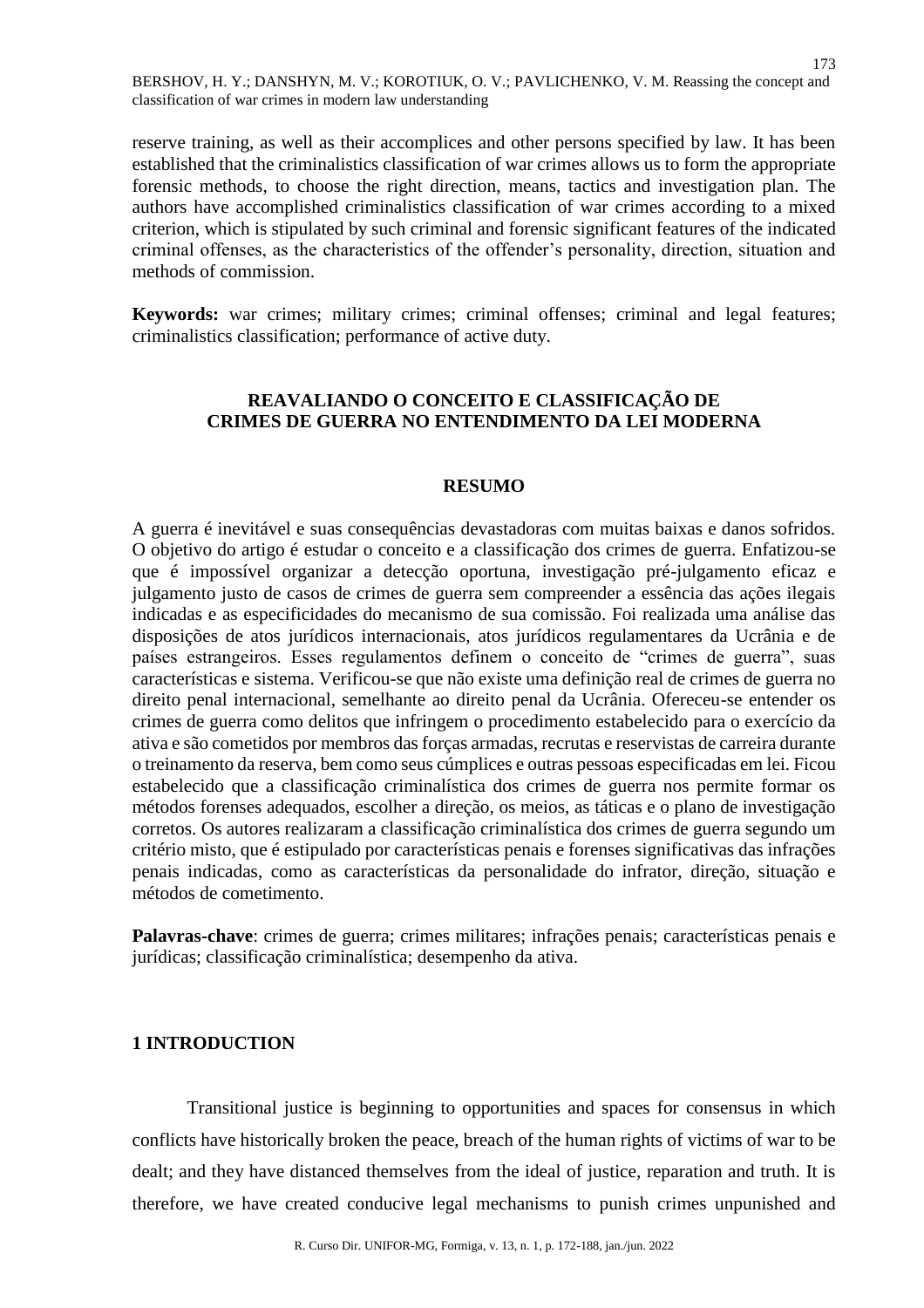reserve training, as well as their accomplices and other persons specified by law. It has been established that the criminalistics classification of war crimes allows us to form the appropriate forensic methods, to choose the right direction, means, tactics and investigation plan. The authors have accomplished criminalistics classification of war crimes according to a mixed criterion, which is stipulated by such criminal and forensic significant features of the indicated criminal offenses, as the characteristics of the offender's personality, direction, situation and methods of commission.

**Keywords:** war crimes; military crimes; criminal offenses; criminal and legal features; criminalistics classification; performance of active duty.

## REAVALIANDO O CONCEITO E CLASSIFICAÇÃO DE CRIMES DE GUERRA NO ENTENDIMENTO DA LEI MODERNA

### RESUMO

A guerra é inevitável e suas consequências devastadoras com muitas baixas e danos sofridos. O objetivo do artigo é estudar o conceito e a classificação dos crimes de guerra. Enfatizou-se que é impossível organizar a detecção oportuna, investigação pré-julgamento eficaz e julgamento justo de casos de crimes de guerra sem compreender a essência das ações ilegais indicadas e as especificidades do mecanismo de sua comissão. Foi realizada uma análise das disposições de atos jurídicos internacionais, atos jurídicos regulamentares da Ucrânia e de países estrangeiros. Esses regulamentos definem o conceito de "crimes de guerra", suas características e sistema. Verificou-se que não existe uma definição real de crimes de guerra no direito penal internacional, semelhante ao direito penal da Ucrânia. Ofereceu-se entender os crimes de guerra como delitos que infringem o procedimento estabelecido para o exercício da ativa e são cometidos por membros das forças armadas, recrutas e reservistas de carreira durante o treinamento da reserva, bem como seus cúmplices e outras pessoas especificadas em lei. Ficou estabelecido que a classificação criminalística dos crimes de guerra nos permite formar os métodos forenses adequados, escolher a direção, os meios, as táticas e o plano de investigação corretos. Os autores realizaram a classificação criminalística dos crimes de guerra segundo um critério misto, que é estipulado por características penais e forenses significativas das infrações penais indicadas, como as características da personalidade do infrator, direção, situação e métodos de cometimento.

**Palavras-chave**: crimes de guerra; crimes militares; infrações penais; características penais e jurídicas; classificação criminalística; desempenho da ativa.

## 1 INTRODUCTION

Transitional justice is beginning to opportunities and spaces for consensus in which conflicts have historically broken the peace, breach of the human rights of victims of war to be dealt; and they have distanced themselves from the ideal of justice, reparation and truth. It is therefore, we have created conducive legal mechanisms to punish crimes unpunished and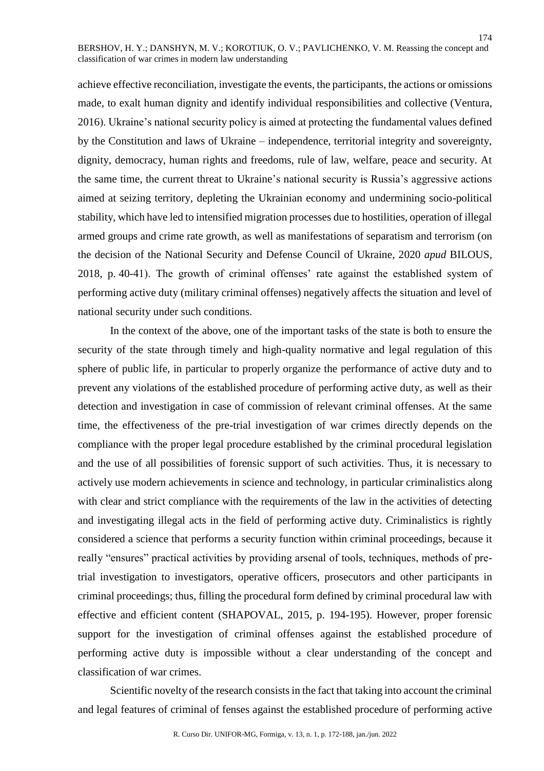achieve effective reconciliation, investigate the events, the participants, the actions or omissions made, to exalt human dignity and identify individual responsibilities and collective (Ventura, 2016). Ukraine's national security policy is aimed at protecting the fundamental values defined by the Constitution and laws of Ukraine – independence, territorial integrity and sovereignty, dignity, democracy, human rights and freedoms, rule of law, welfare, peace and security. At the same time, the current threat to Ukraine's national security is Russia's aggressive actions aimed at seizing territory, depleting the Ukrainian economy and undermining socio-political stability, which have led to intensified migration processes due to hostilities, operation of illegal armed groups and crime rate growth, as well as manifestations of separatism and terrorism (on the decision of the National Security and Defense Council of Ukraine, 2020 *apud* BILOUS, 2018, p. 40-41). The growth of criminal offenses' rate against the established system of performing active duty (military criminal offenses) negatively affects the situation and level of national security under such conditions.

In the context of the above, one of the important tasks of the state is both to ensure the security of the state through timely and high-quality normative and legal regulation of this sphere of public life, in particular to properly organize the performance of active duty and to prevent any violations of the established procedure of performing active duty, as well as their detection and investigation in case of commission of relevant criminal offenses. At the same time, the effectiveness of the pre-trial investigation of war crimes directly depends on the compliance with the proper legal procedure established by the criminal procedural legislation and the use of all possibilities of forensic support of such activities. Thus, it is necessary to actively use modern achievements in science and technology, in particular criminalistics along with clear and strict compliance with the requirements of the law in the activities of detecting and investigating illegal acts in the field of performing active duty. Criminalistics is rightly considered a science that performs a security function within criminal proceedings, because it really "ensures" practical activities by providing arsenal of tools, techniques, methods of pre-trial investigation to investigators, operative officers, prosecutors and other participants in criminal proceedings; thus, filling the procedural form defined by criminal procedural law with effective and efficient content (SHAPOVAL, 2015, p. 194-195). However, proper forensic support for the investigation of criminal offenses against the established procedure of performing active duty is impossible without a clear understanding of the concept and classification of war crimes.

Scientific novelty of the research consists in the fact that taking into account the criminal and legal features of criminal of fenses against the established procedure of performing active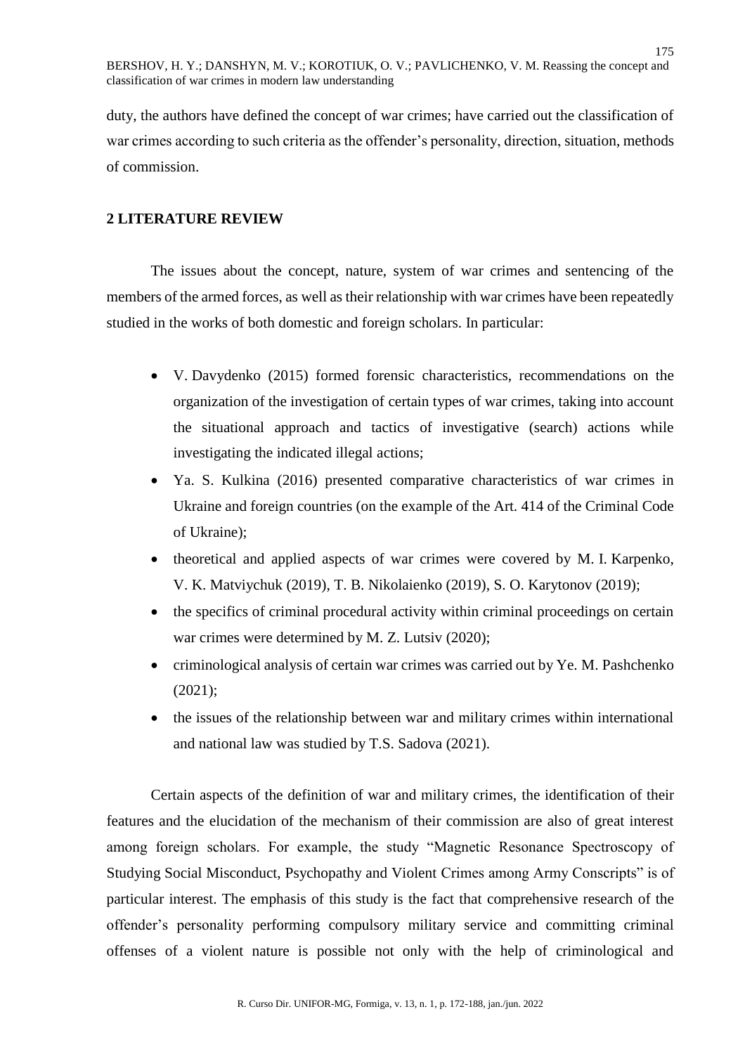duty, the authors have defined the concept of war crimes; have carried out the classification of war crimes according to such criteria as the offender's personality, direction, situation, methods of commission.

## 2 LITERATURE REVIEW

The issues about the concept, nature, system of war crimes and sentencing of the members of the armed forces, as well as their relationship with war crimes have been repeatedly studied in the works of both domestic and foreign scholars. In particular:

- V. Davydenko (2015) formed forensic characteristics, recommendations on the organization of the investigation of certain types of war crimes, taking into account the situational approach and tactics of investigative (search) actions while investigating the indicated illegal actions;
- Ya. S. Kulkina (2016) presented comparative characteristics of war crimes in Ukraine and foreign countries (on the example of the Art. 414 of the Criminal Code of Ukraine);
- theoretical and applied aspects of war crimes were covered by M. I. Karpenko, V. K. Matviychuk (2019), T. B. Nikolaienko (2019), S. O. Karytonov (2019);
- the specifics of criminal procedural activity within criminal proceedings on certain war crimes were determined by M. Z. Lutsiv (2020);
- criminological analysis of certain war crimes was carried out by Ye. M. Pashchenko (2021);
- the issues of the relationship between war and military crimes within international and national law was studied by T.S. Sadova (2021).

Certain aspects of the definition of war and military crimes, the identification of their features and the elucidation of the mechanism of their commission are also of great interest among foreign scholars. For example, the study "Magnetic Resonance Spectroscopy of Studying Social Misconduct, Psychopathy and Violent Crimes among Army Conscripts" is of particular interest. The emphasis of this study is the fact that comprehensive research of the offender's personality performing compulsory military service and committing criminal offenses of a violent nature is possible not only with the help of criminological and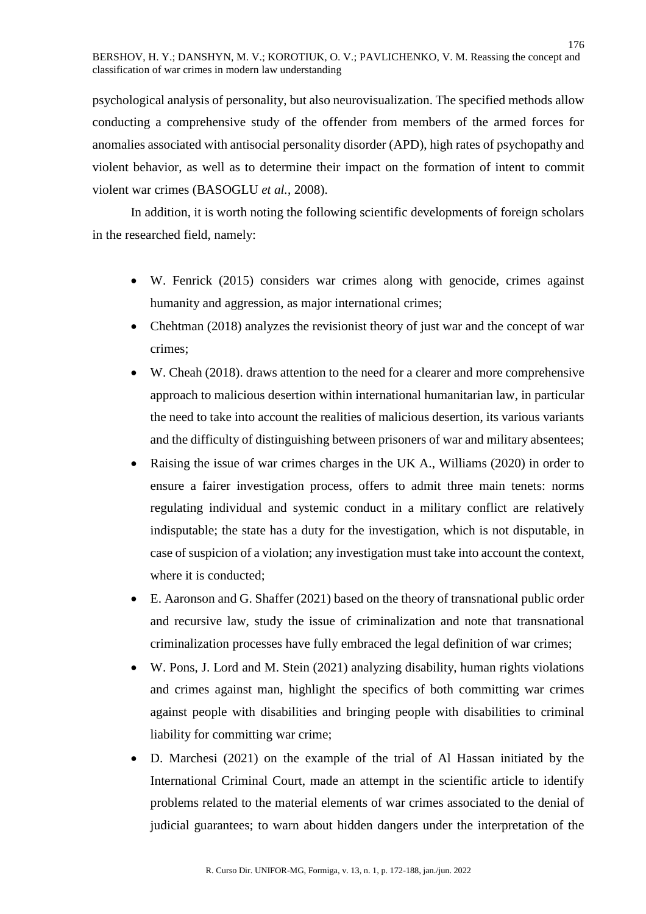psychological analysis of personality, but also neurovisualization. The specified methods allow conducting a comprehensive study of the offender from members of the armed forces for anomalies associated with antisocial personality disorder (APD), high rates of psychopathy and violent behavior, as well as to determine their impact on the formation of intent to commit violent war crimes (BASOGLU *et al.*, 2008).

In addition, it is worth noting the following scientific developments of foreign scholars in the researched field, namely:

- W. Fenrick (2015) considers war crimes along with genocide, crimes against humanity and aggression, as major international crimes;
- Chehtman (2018) analyzes the revisionist theory of just war and the concept of war crimes;
- W. Cheah (2018). draws attention to the need for a clearer and more comprehensive approach to malicious desertion within international humanitarian law, in particular the need to take into account the realities of malicious desertion, its various variants and the difficulty of distinguishing between prisoners of war and military absentees;
- Raising the issue of war crimes charges in the UK A., Williams (2020) in order to ensure a fairer investigation process, offers to admit three main tenets: norms regulating individual and systemic conduct in a military conflict are relatively indisputable; the state has a duty for the investigation, which is not disputable, in case of suspicion of a violation; any investigation must take into account the context, where it is conducted;
- E. Aaronson and G. Shaffer (2021) based on the theory of transnational public order and recursive law, study the issue of criminalization and note that transnational criminalization processes have fully embraced the legal definition of war crimes;
- W. Pons, J. Lord and M. Stein (2021) analyzing disability, human rights violations and crimes against man, highlight the specifics of both committing war crimes against people with disabilities and bringing people with disabilities to criminal liability for committing war crime;
- D. Marchesi (2021) on the example of the trial of Al Hassan initiated by the International Criminal Court, made an attempt in the scientific article to identify problems related to the material elements of war crimes associated to the denial of judicial guarantees; to warn about hidden dangers under the interpretation of the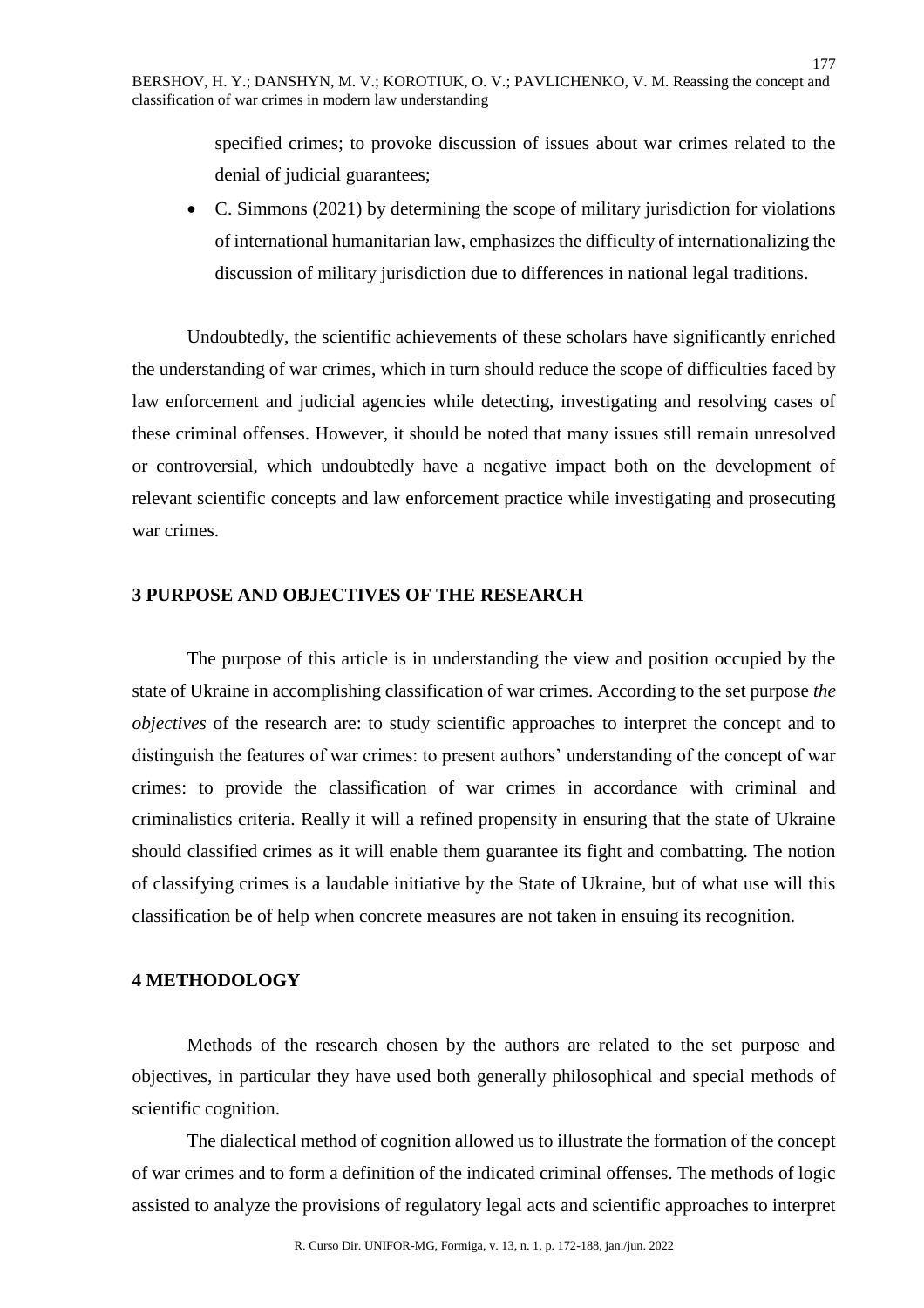specified crimes; to provoke discussion of issues about war crimes related to the denial of judicial guarantees;

- C. Simmons (2021) by determining the scope of military jurisdiction for violations of international humanitarian law, emphasizes the difficulty of internationalizing the discussion of military jurisdiction due to differences in national legal traditions.

Undoubtedly, the scientific achievements of these scholars have significantly enriched the understanding of war crimes, which in turn should reduce the scope of difficulties faced by law enforcement and judicial agencies while detecting, investigating and resolving cases of these criminal offenses. However, it should be noted that many issues still remain unresolved or controversial, which undoubtedly have a negative impact both on the development of relevant scientific concepts and law enforcement practice while investigating and prosecuting war crimes.

## 3 PURPOSE AND OBJECTIVES OF THE RESEARCH

The purpose of this article is in understanding the view and position occupied by the state of Ukraine in accomplishing classification of war crimes. According to the set purpose *the objectives* of the research are: to study scientific approaches to interpret the concept and to distinguish the features of war crimes: to present authors' understanding of the concept of war crimes: to provide the classification of war crimes in accordance with criminal and criminalistics criteria. Really it will a refined propensity in ensuring that the state of Ukraine should classified crimes as it will enable them guarantee its fight and combatting. The notion of classifying crimes is a laudable initiative by the State of Ukraine, but of what use will this classification be of help when concrete measures are not taken in ensuing its recognition.

## 4 METHODOLOGY

Methods of the research chosen by the authors are related to the set purpose and objectives, in particular they have used both generally philosophical and special methods of scientific cognition.

The dialectical method of cognition allowed us to illustrate the formation of the concept of war crimes and to form a definition of the indicated criminal offenses. The methods of logic assisted to analyze the provisions of regulatory legal acts and scientific approaches to interpret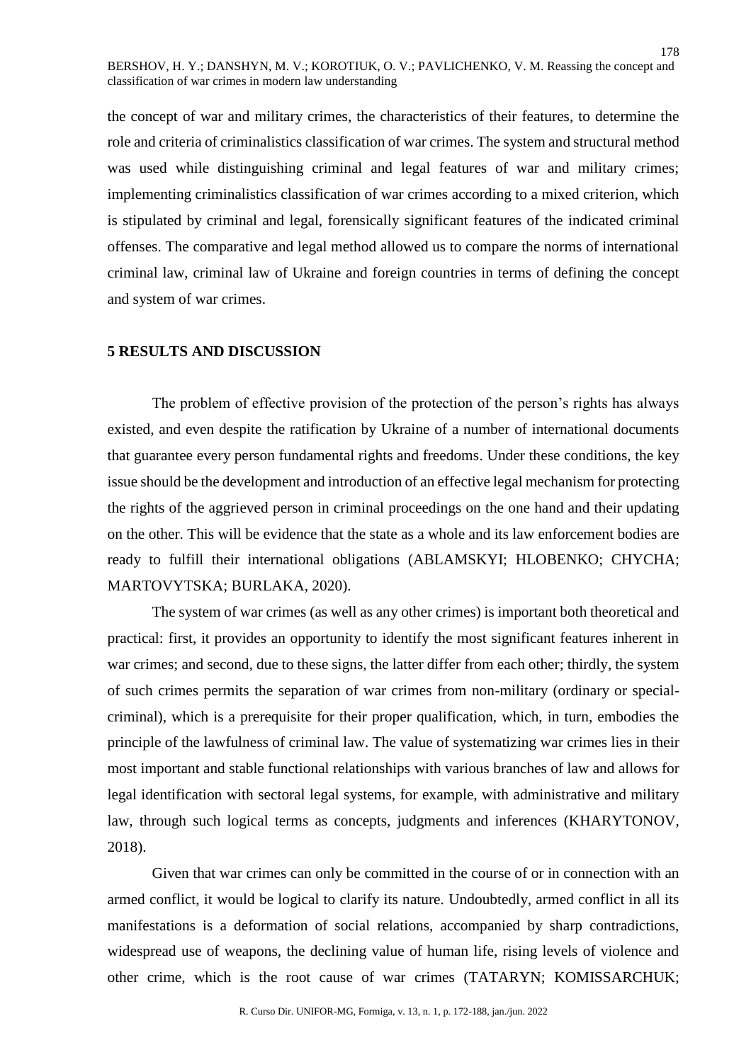the concept of war and military crimes, the characteristics of their features, to determine the role and criteria of criminalistics classification of war crimes. The system and structural method was used while distinguishing criminal and legal features of war and military crimes; implementing criminalistics classification of war crimes according to a mixed criterion, which is stipulated by criminal and legal, forensically significant features of the indicated criminal offenses. The comparative and legal method allowed us to compare the norms of international criminal law, criminal law of Ukraine and foreign countries in terms of defining the concept and system of war crimes.

## 5 RESULTS AND DISCUSSION

The problem of effective provision of the protection of the person's rights has always existed, and even despite the ratification by Ukraine of a number of international documents that guarantee every person fundamental rights and freedoms. Under these conditions, the key issue should be the development and introduction of an effective legal mechanism for protecting the rights of the aggrieved person in criminal proceedings on the one hand and their updating on the other. This will be evidence that the state as a whole and its law enforcement bodies are ready to fulfill their international obligations (ABLAMSKYI; HLOBENKO; CHYCHA; MARTOVYTSKA; BURLAKA, 2020).

The system of war crimes (as well as any other crimes) is important both theoretical and practical: first, it provides an opportunity to identify the most significant features inherent in war crimes; and second, due to these signs, the latter differ from each other; thirdly, the system of such crimes permits the separation of war crimes from non-military (ordinary or special-criminal), which is a prerequisite for their proper qualification, which, in turn, embodies the principle of the lawfulness of criminal law. The value of systematizing war crimes lies in their most important and stable functional relationships with various branches of law and allows for legal identification with sectoral legal systems, for example, with administrative and military law, through such logical terms as concepts, judgments and inferences (KHARYTONOV, 2018).

Given that war crimes can only be committed in the course of or in connection with an armed conflict, it would be logical to clarify its nature. Undoubtedly, armed conflict in all its manifestations is a deformation of social relations, accompanied by sharp contradictions, widespread use of weapons, the declining value of human life, rising levels of violence and other crime, which is the root cause of war crimes (TATARYN; KOMISSARCHUK;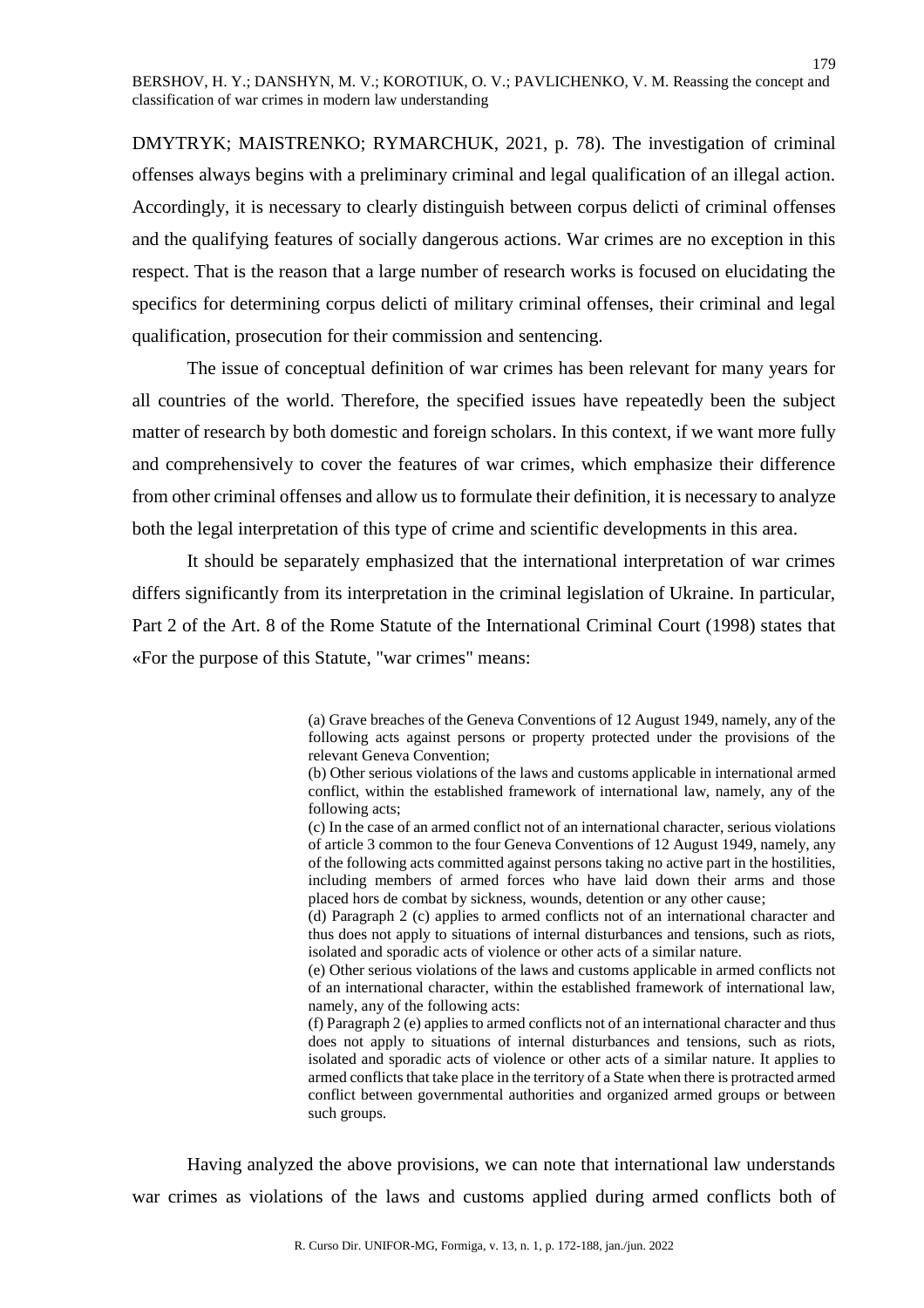DMYTRYK; MAISTRENKO; RYMARCHUK, 2021, p. 78). The investigation of criminal offenses always begins with a preliminary criminal and legal qualification of an illegal action. Accordingly, it is necessary to clearly distinguish between corpus delicti of criminal offenses and the qualifying features of socially dangerous actions. War crimes are no exception in this respect. That is the reason that a large number of research works is focused on elucidating the specifics for determining corpus delicti of military criminal offenses, their criminal and legal qualification, prosecution for their commission and sentencing.

The issue of conceptual definition of war crimes has been relevant for many years for all countries of the world. Therefore, the specified issues have repeatedly been the subject matter of research by both domestic and foreign scholars. In this context, if we want more fully and comprehensively to cover the features of war crimes, which emphasize their difference from other criminal offenses and allow us to formulate their definition, it is necessary to analyze both the legal interpretation of this type of crime and scientific developments in this area.

It should be separately emphasized that the international interpretation of war crimes differs significantly from its interpretation in the criminal legislation of Ukraine. In particular, Part 2 of the Art. 8 of the Rome Statute of the International Criminal Court (1998) states that «For the purpose of this Statute, "war crimes" means:

> (a) Grave breaches of the Geneva Conventions of 12 August 1949, namely, any of the following acts against persons or property protected under the provisions of the relevant Geneva Convention;
> (b) Other serious violations of the laws and customs applicable in international armed conflict, within the established framework of international law, namely, any of the following acts;
> (c) In the case of an armed conflict not of an international character, serious violations of article 3 common to the four Geneva Conventions of 12 August 1949, namely, any of the following acts committed against persons taking no active part in the hostilities, including members of armed forces who have laid down their arms and those placed hors de combat by sickness, wounds, detention or any other cause;
> (d) Paragraph 2 (c) applies to armed conflicts not of an international character and thus does not apply to situations of internal disturbances and tensions, such as riots, isolated and sporadic acts of violence or other acts of a similar nature.
> (e) Other serious violations of the laws and customs applicable in armed conflicts not of an international character, within the established framework of international law, namely, any of the following acts:
> (f) Paragraph 2 (e) applies to armed conflicts not of an international character and thus does not apply to situations of internal disturbances and tensions, such as riots, isolated and sporadic acts of violence or other acts of a similar nature. It applies to armed conflicts that take place in the territory of a State when there is protracted armed conflict between governmental authorities and organized armed groups or between such groups.

Having analyzed the above provisions, we can note that international law understands war crimes as violations of the laws and customs applied during armed conflicts both of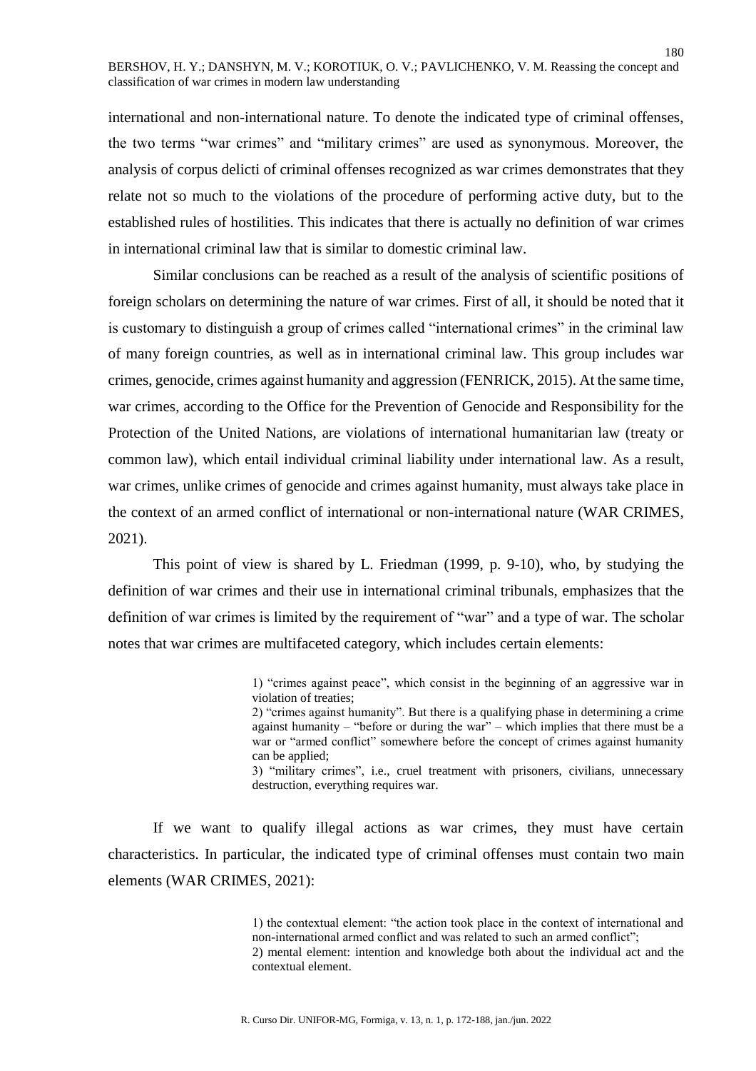international and non-international nature. To denote the indicated type of criminal offenses, the two terms "war crimes" and "military crimes" are used as synonymous. Moreover, the analysis of corpus delicti of criminal offenses recognized as war crimes demonstrates that they relate not so much to the violations of the procedure of performing active duty, but to the established rules of hostilities. This indicates that there is actually no definition of war crimes in international criminal law that is similar to domestic criminal law.

Similar conclusions can be reached as a result of the analysis of scientific positions of foreign scholars on determining the nature of war crimes. First of all, it should be noted that it is customary to distinguish a group of crimes called "international crimes" in the criminal law of many foreign countries, as well as in international criminal law. This group includes war crimes, genocide, crimes against humanity and aggression (FENRICK, 2015). At the same time, war crimes, according to the Office for the Prevention of Genocide and Responsibility for the Protection of the United Nations, are violations of international humanitarian law (treaty or common law), which entail individual criminal liability under international law. As a result, war crimes, unlike crimes of genocide and crimes against humanity, must always take place in the context of an armed conflict of international or non-international nature (WAR CRIMES, 2021).

This point of view is shared by L. Friedman (1999, p. 9-10), who, by studying the definition of war crimes and their use in international criminal tribunals, emphasizes that the definition of war crimes is limited by the requirement of "war" and a type of war. The scholar notes that war crimes are multifaceted category, which includes certain elements:

> 1) "crimes against peace", which consist in the beginning of an aggressive war in violation of treaties;
> 2) "crimes against humanity". But there is a qualifying phase in determining a crime against humanity – "before or during the war" – which implies that there must be a war or "armed conflict" somewhere before the concept of crimes against humanity can be applied;
> 3) "military crimes", i.e., cruel treatment with prisoners, civilians, unnecessary destruction, everything requires war.

If we want to qualify illegal actions as war crimes, they must have certain characteristics. In particular, the indicated type of criminal offenses must contain two main elements (WAR CRIMES, 2021):

> 1) the contextual element: "the action took place in the context of international and non-international armed conflict and was related to such an armed conflict";
> 2) mental element: intention and knowledge both about the individual act and the contextual element.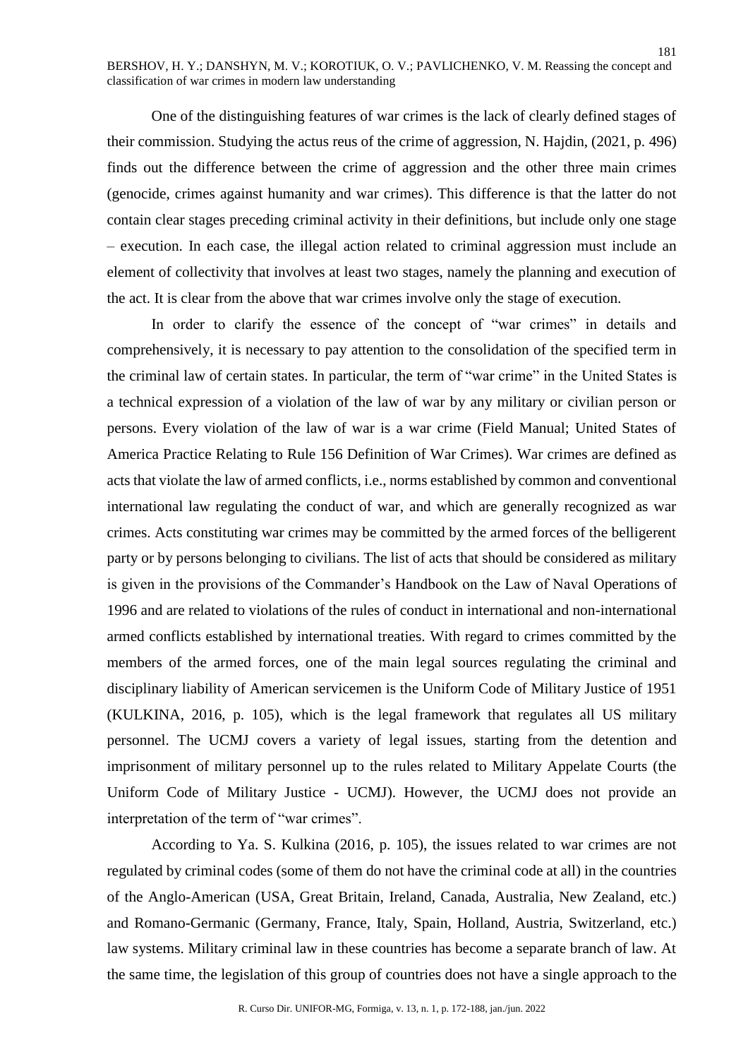One of the distinguishing features of war crimes is the lack of clearly defined stages of their commission. Studying the actus reus of the crime of aggression, N. Hajdin, (2021, p. 496) finds out the difference between the crime of aggression and the other three main crimes (genocide, crimes against humanity and war crimes). This difference is that the latter do not contain clear stages preceding criminal activity in their definitions, but include only one stage – execution. In each case, the illegal action related to criminal aggression must include an element of collectivity that involves at least two stages, namely the planning and execution of the act. It is clear from the above that war crimes involve only the stage of execution.

In order to clarify the essence of the concept of "war crimes" in details and comprehensively, it is necessary to pay attention to the consolidation of the specified term in the criminal law of certain states. In particular, the term of "war crime" in the United States is a technical expression of a violation of the law of war by any military or civilian person or persons. Every violation of the law of war is a war crime (Field Manual; United States of America Practice Relating to Rule 156 Definition of War Crimes). War crimes are defined as acts that violate the law of armed conflicts, i.e., norms established by common and conventional international law regulating the conduct of war, and which are generally recognized as war crimes. Acts constituting war crimes may be committed by the armed forces of the belligerent party or by persons belonging to civilians. The list of acts that should be considered as military is given in the provisions of the Commander's Handbook on the Law of Naval Operations of 1996 and are related to violations of the rules of conduct in international and non-international armed conflicts established by international treaties. With regard to crimes committed by the members of the armed forces, one of the main legal sources regulating the criminal and disciplinary liability of American servicemen is the Uniform Code of Military Justice of 1951 (KULKINA, 2016, p. 105), which is the legal framework that regulates all US military personnel. The UCMJ covers a variety of legal issues, starting from the detention and imprisonment of military personnel up to the rules related to Military Appelate Courts (the Uniform Code of Military Justice - UCMJ). However, the UCMJ does not provide an interpretation of the term of "war crimes".

According to Ya. S. Kulkina (2016, p. 105), the issues related to war crimes are not regulated by criminal codes (some of them do not have the criminal code at all) in the countries of the Anglo-American (USA, Great Britain, Ireland, Canada, Australia, New Zealand, etc.) and Romano-Germanic (Germany, France, Italy, Spain, Holland, Austria, Switzerland, etc.) law systems. Military criminal law in these countries has become a separate branch of law. At the same time, the legislation of this group of countries does not have a single approach to the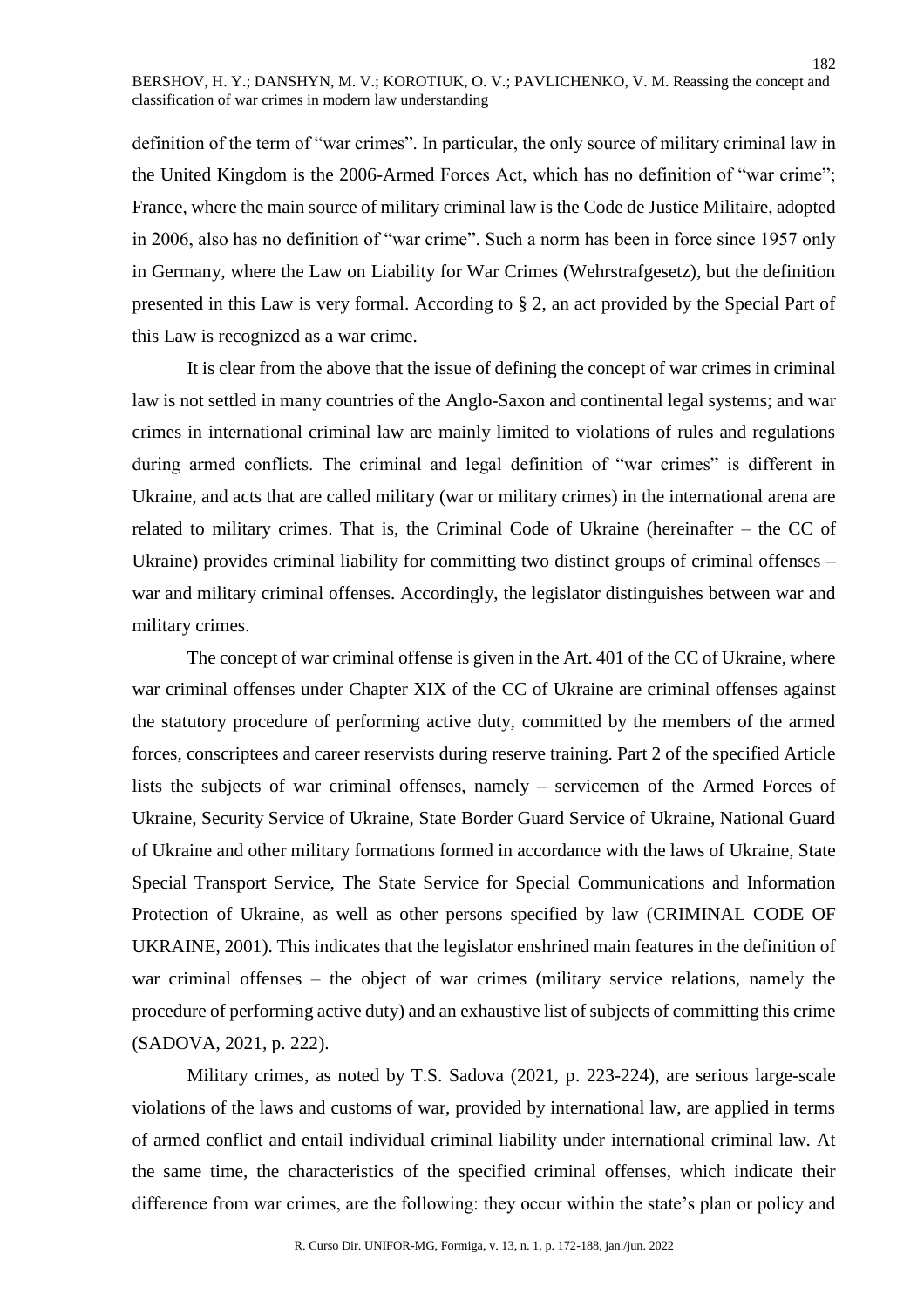definition of the term of "war crimes". In particular, the only source of military criminal law in the United Kingdom is the 2006-Armed Forces Act, which has no definition of "war crime"; France, where the main source of military criminal law is the Code de Justice Militaire, adopted in 2006, also has no definition of "war crime". Such a norm has been in force since 1957 only in Germany, where the Law on Liability for War Crimes (Wehrstrafgesetz), but the definition presented in this Law is very formal. According to § 2, an act provided by the Special Part of this Law is recognized as a war crime.

It is clear from the above that the issue of defining the concept of war crimes in criminal law is not settled in many countries of the Anglo-Saxon and continental legal systems; and war crimes in international criminal law are mainly limited to violations of rules and regulations during armed conflicts. The criminal and legal definition of "war crimes" is different in Ukraine, and acts that are called military (war or military crimes) in the international arena are related to military crimes. That is, the Criminal Code of Ukraine (hereinafter – the CC of Ukraine) provides criminal liability for committing two distinct groups of criminal offenses – war and military criminal offenses. Accordingly, the legislator distinguishes between war and military crimes.

The concept of war criminal offense is given in the Art. 401 of the CC of Ukraine, where war criminal offenses under Chapter XIX of the CC of Ukraine are criminal offenses against the statutory procedure of performing active duty, committed by the members of the armed forces, conscriptees and career reservists during reserve training. Part 2 of the specified Article lists the subjects of war criminal offenses, namely – servicemen of the Armed Forces of Ukraine, Security Service of Ukraine, State Border Guard Service of Ukraine, National Guard of Ukraine and other military formations formed in accordance with the laws of Ukraine, State Special Transport Service, The State Service for Special Communications and Information Protection of Ukraine, as well as other persons specified by law (CRIMINAL CODE OF UKRAINE, 2001). This indicates that the legislator enshrined main features in the definition of war criminal offenses – the object of war crimes (military service relations, namely the procedure of performing active duty) and an exhaustive list of subjects of committing this crime (SADOVA, 2021, p. 222).

Military crimes, as noted by T.S. Sadova (2021, p. 223-224), are serious large-scale violations of the laws and customs of war, provided by international law, are applied in terms of armed conflict and entail individual criminal liability under international criminal law. At the same time, the characteristics of the specified criminal offenses, which indicate their difference from war crimes, are the following: they occur within the state's plan or policy and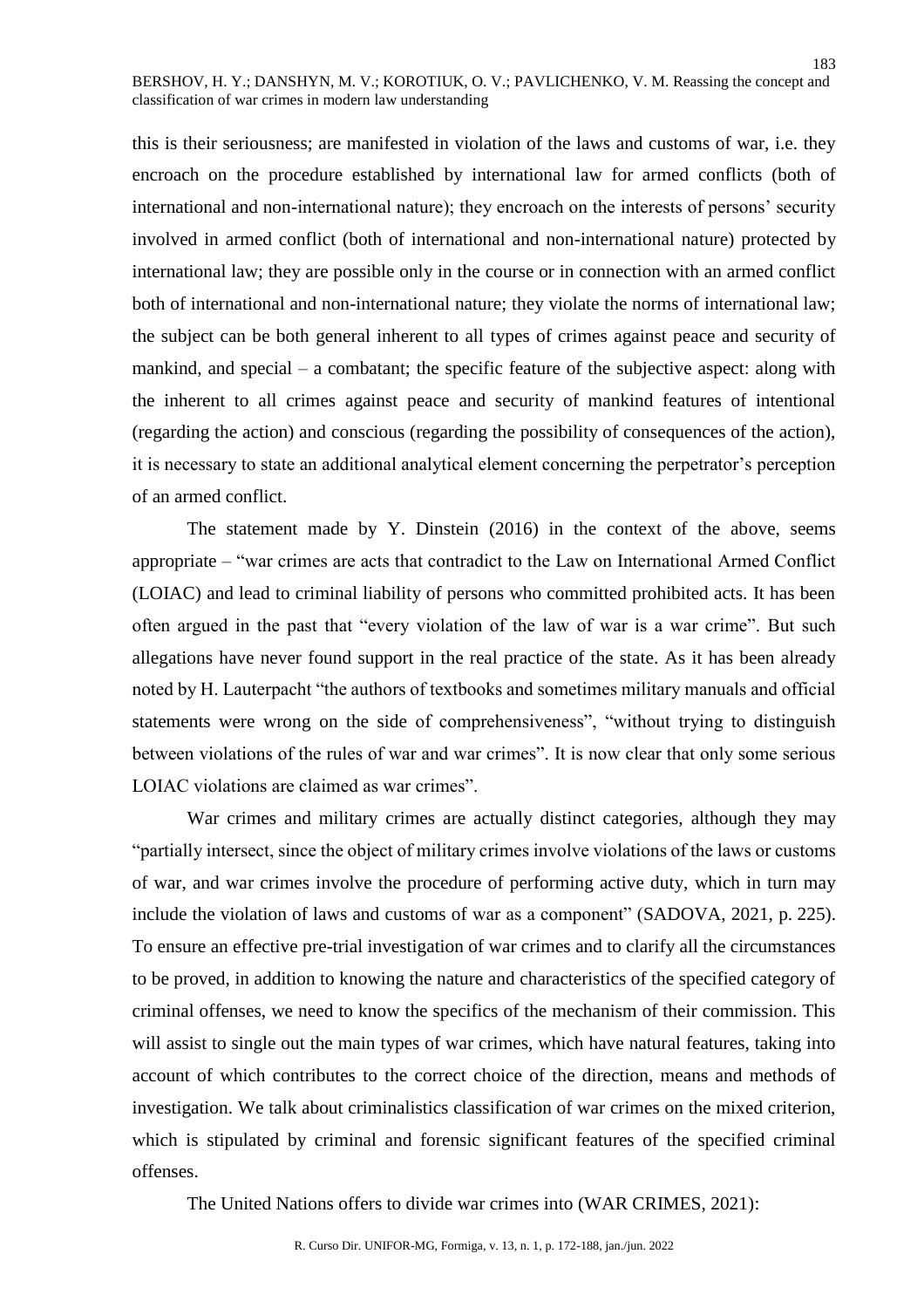this is their seriousness; are manifested in violation of the laws and customs of war, i.e. they encroach on the procedure established by international law for armed conflicts (both of international and non-international nature); they encroach on the interests of persons' security involved in armed conflict (both of international and non-international nature) protected by international law; they are possible only in the course or in connection with an armed conflict both of international and non-international nature; they violate the norms of international law; the subject can be both general inherent to all types of crimes against peace and security of mankind, and special – a combatant; the specific feature of the subjective aspect: along with the inherent to all crimes against peace and security of mankind features of intentional (regarding the action) and conscious (regarding the possibility of consequences of the action), it is necessary to state an additional analytical element concerning the perpetrator's perception of an armed conflict.

The statement made by Y. Dinstein (2016) in the context of the above, seems appropriate – "war crimes are acts that contradict to the Law on International Armed Conflict (LOIAC) and lead to criminal liability of persons who committed prohibited acts. It has been often argued in the past that "every violation of the law of war is a war crime". But such allegations have never found support in the real practice of the state. As it has been already noted by H. Lauterpacht "the authors of textbooks and sometimes military manuals and official statements were wrong on the side of comprehensiveness", "without trying to distinguish between violations of the rules of war and war crimes". It is now clear that only some serious LOIAC violations are claimed as war crimes".

War crimes and military crimes are actually distinct categories, although they may "partially intersect, since the object of military crimes involve violations of the laws or customs of war, and war crimes involve the procedure of performing active duty, which in turn may include the violation of laws and customs of war as a component" (SADOVA, 2021, p. 225). To ensure an effective pre-trial investigation of war crimes and to clarify all the circumstances to be proved, in addition to knowing the nature and characteristics of the specified category of criminal offenses, we need to know the specifics of the mechanism of their commission. This will assist to single out the main types of war crimes, which have natural features, taking into account of which contributes to the correct choice of the direction, means and methods of investigation. We talk about criminalistics classification of war crimes on the mixed criterion, which is stipulated by criminal and forensic significant features of the specified criminal offenses.

The United Nations offers to divide war crimes into (WAR CRIMES, 2021):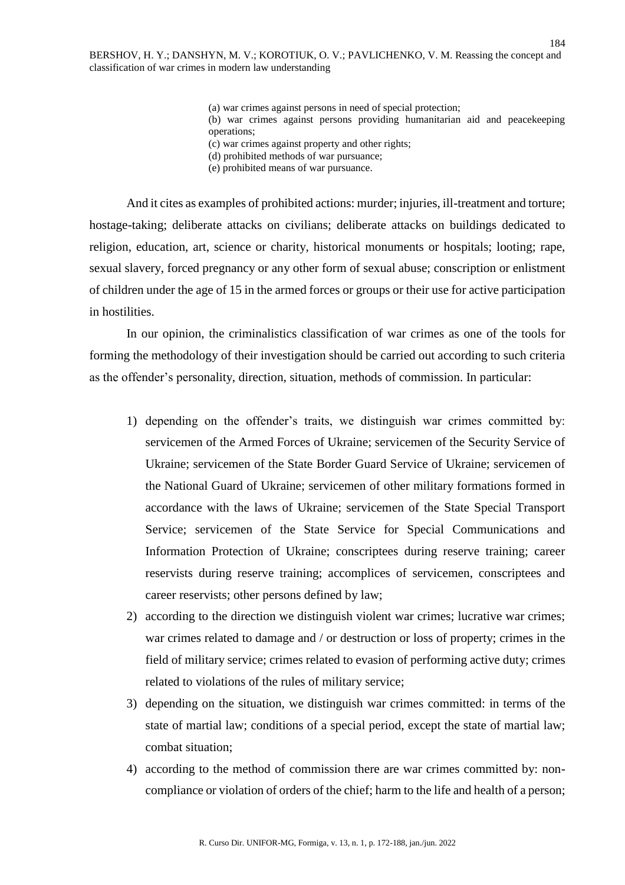(a) war crimes against persons in need of special protection;
(b) war crimes against persons providing humanitarian aid and peacekeeping operations;
(c) war crimes against property and other rights;
(d) prohibited methods of war pursuance;
(e) prohibited means of war pursuance.

And it cites as examples of prohibited actions: murder; injuries, ill-treatment and torture; hostage-taking; deliberate attacks on civilians; deliberate attacks on buildings dedicated to religion, education, art, science or charity, historical monuments or hospitals; looting; rape, sexual slavery, forced pregnancy or any other form of sexual abuse; conscription or enlistment of children under the age of 15 in the armed forces or groups or their use for active participation in hostilities.

In our opinion, the criminalistics classification of war crimes as one of the tools for forming the methodology of their investigation should be carried out according to such criteria as the offender's personality, direction, situation, methods of commission. In particular:

1) depending on the offender's traits, we distinguish war crimes committed by: servicemen of the Armed Forces of Ukraine; servicemen of the Security Service of Ukraine; servicemen of the State Border Guard Service of Ukraine; servicemen of the National Guard of Ukraine; servicemen of other military formations formed in accordance with the laws of Ukraine; servicemen of the State Special Transport Service; servicemen of the State Service for Special Communications and Information Protection of Ukraine; conscriptees during reserve training; career reservists during reserve training; accomplices of servicemen, conscriptees and career reservists; other persons defined by law;
2) according to the direction we distinguish violent war crimes; lucrative war crimes; war crimes related to damage and / or destruction or loss of property; crimes in the field of military service; crimes related to evasion of performing active duty; crimes related to violations of the rules of military service;
3) depending on the situation, we distinguish war crimes committed: in terms of the state of martial law; conditions of a special period, except the state of martial law; combat situation;
4) according to the method of commission there are war crimes committed by: non-compliance or violation of orders of the chief; harm to the life and health of a person;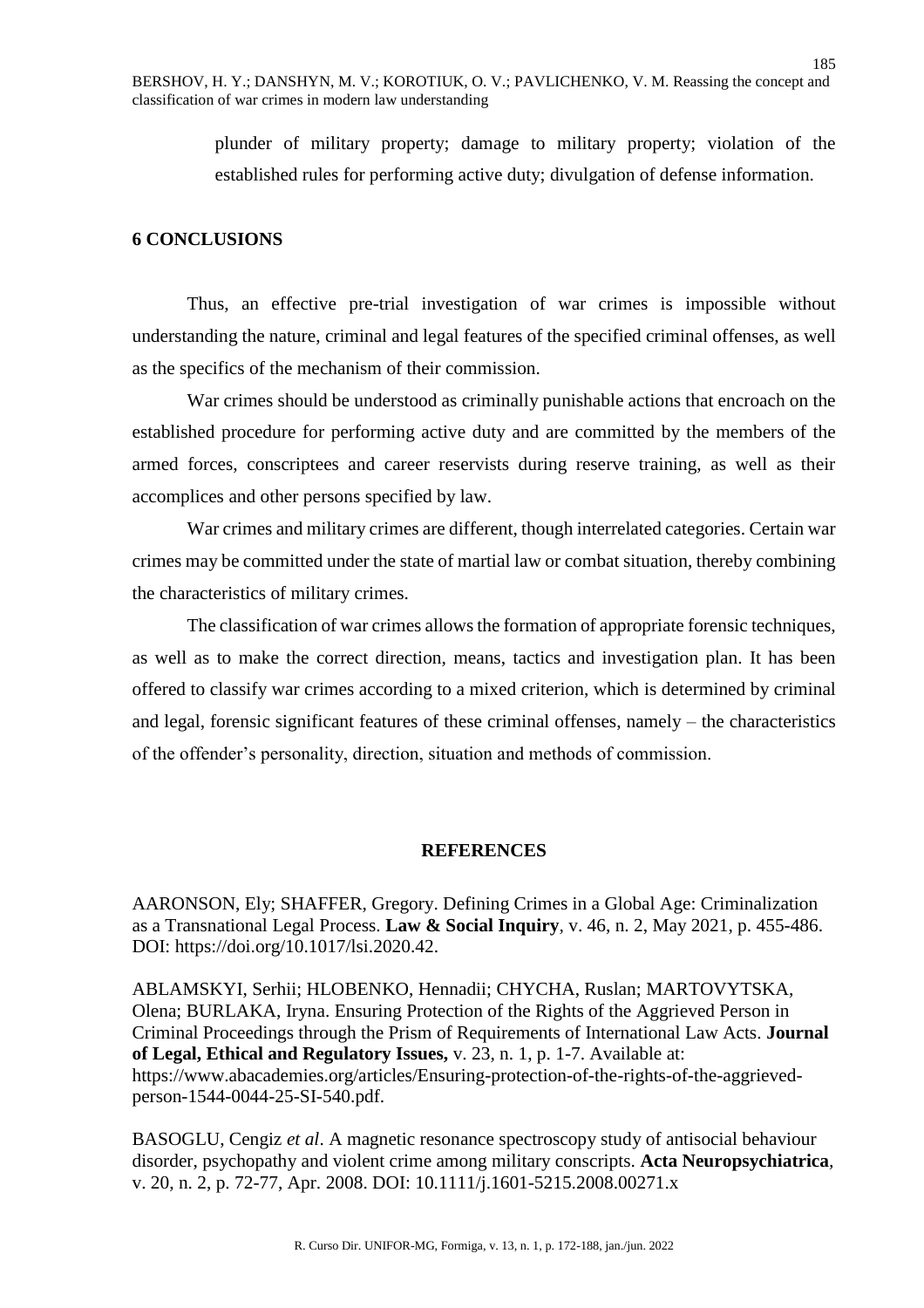plunder of military property; damage to military property; violation of the established rules for performing active duty; divulgation of defense information.

## 6 CONCLUSIONS

Thus, an effective pre-trial investigation of war crimes is impossible without understanding the nature, criminal and legal features of the specified criminal offenses, as well as the specifics of the mechanism of their commission.

War crimes should be understood as criminally punishable actions that encroach on the established procedure for performing active duty and are committed by the members of the armed forces, conscriptees and career reservists during reserve training, as well as their accomplices and other persons specified by law.

War crimes and military crimes are different, though interrelated categories. Certain war crimes may be committed under the state of martial law or combat situation, thereby combining the characteristics of military crimes.

The classification of war crimes allows the formation of appropriate forensic techniques, as well as to make the correct direction, means, tactics and investigation plan. It has been offered to classify war crimes according to a mixed criterion, which is determined by criminal and legal, forensic significant features of these criminal offenses, namely – the characteristics of the offender's personality, direction, situation and methods of commission.

## REFERENCES

AARONSON, Ely; SHAFFER, Gregory. Defining Crimes in a Global Age: Criminalization as a Transnational Legal Process. **Law & Social Inquiry**, v. 46, n. 2, May 2021, p. 455-486. DOI: https://doi.org/10.1017/lsi.2020.42.

ABLAMSKYI, Serhii; HLOBENKO, Hennadii; CHYCHA, Ruslan; MARTOVYTSKA, Olena; BURLAKA, Iryna. Ensuring Protection of the Rights of the Aggrieved Person in Criminal Proceedings through the Prism of Requirements of International Law Acts. **Journal of Legal, Ethical and Regulatory Issues,** v. 23, n. 1, p. 1-7. Available at: https://www.abacademies.org/articles/Ensuring-protection-of-the-rights-of-the-aggrieved-person-1544-0044-25-SI-540.pdf.

BASOGLU, Cengiz *et al*. A magnetic resonance spectroscopy study of antisocial behaviour disorder, psychopathy and violent crime among military conscripts. **Acta Neuropsychiatrica**, v. 20, n. 2, p. 72-77, Apr. 2008. DOI: 10.1111/j.1601-5215.2008.00271.x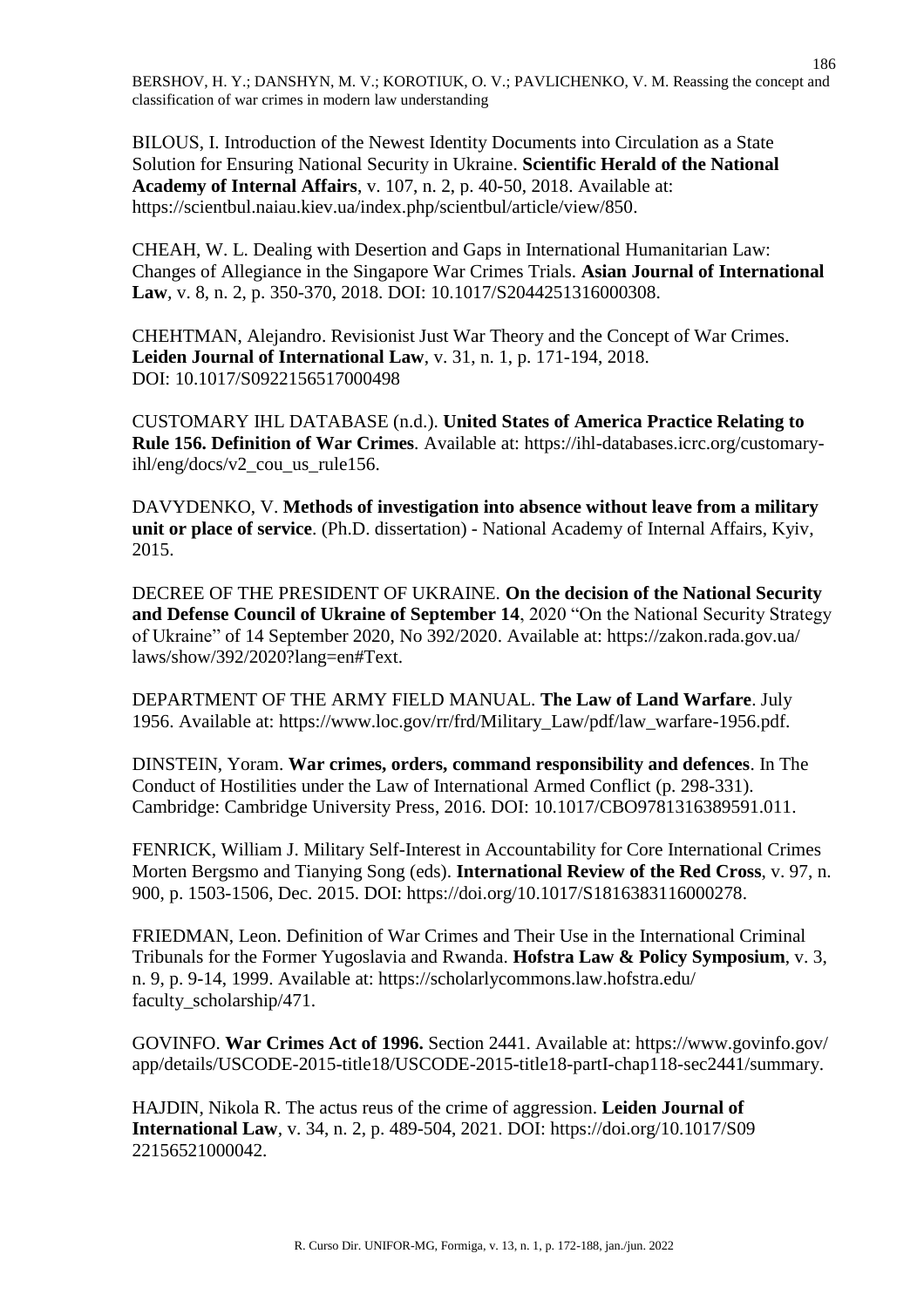BILOUS, I. Introduction of the Newest Identity Documents into Circulation as a State Solution for Ensuring National Security in Ukraine. **Scientific Herald of the National Academy of Internal Affairs**, v. 107, n. 2, p. 40-50, 2018. Available at: https://scientbul.naiau.kiev.ua/index.php/scientbul/article/view/850.

CHEAH, W. L. Dealing with Desertion and Gaps in International Humanitarian Law: Changes of Allegiance in the Singapore War Crimes Trials. **Asian Journal of International Law**, v. 8, n. 2, p. 350-370, 2018. DOI: 10.1017/S2044251316000308.

CHEHTMAN, Alejandro. Revisionist Just War Theory and the Concept of War Crimes. **Leiden Journal of International Law**, v. 31, n. 1, p. 171-194, 2018. DOI: 10.1017/S0922156517000498

CUSTOMARY IHL DATABASE (n.d.). **United States of America Practice Relating to Rule 156. Definition of War Crimes**. Available at: https://ihl-databases.icrc.org/customary-ihl/eng/docs/v2_cou_us_rule156.

DAVYDENKO, V. **Methods of investigation into absence without leave from a military unit or place of service**. (Ph.D. dissertation) - National Academy of Internal Affairs, Kyiv, 2015.

DECREE OF THE PRESIDENT OF UKRAINE. **On the decision of the National Security and Defense Council of Ukraine of September 14**, 2020 "On the National Security Strategy of Ukraine" of 14 September 2020, No 392/2020. Available at: https://zakon.rada.gov.ua/laws/show/392/2020?lang=en#Text.

DEPARTMENT OF THE ARMY FIELD MANUAL. **The Law of Land Warfare**. July 1956. Available at: https://www.loc.gov/rr/frd/Military_Law/pdf/law_warfare-1956.pdf.

DINSTEIN, Yoram. **War crimes, orders, command responsibility and defences**. In The Conduct of Hostilities under the Law of International Armed Conflict (p. 298-331). Cambridge: Cambridge University Press, 2016. DOI: 10.1017/CBO9781316389591.011.

FENRICK, William J. Military Self-Interest in Accountability for Core International Crimes Morten Bergsmo and Tianying Song (eds). **International Review of the Red Cross**, v. 97, n. 900, p. 1503-1506, Dec. 2015. DOI: https://doi.org/10.1017/S1816383116000278.

FRIEDMAN, Leon. Definition of War Crimes and Their Use in the International Criminal Tribunals for the Former Yugoslavia and Rwanda. **Hofstra Law & Policy Symposium**, v. 3, n. 9, p. 9-14, 1999. Available at: https://scholarlycommons.law.hofstra.edu/faculty_scholarship/471.

GOVINFO. **War Crimes Act of 1996.** Section 2441. Available at: https://www.govinfo.gov/app/details/USCODE-2015-title18/USCODE-2015-title18-partI-chap118-sec2441/summary.

HAJDIN, Nikola R. The actus reus of the crime of aggression. **Leiden Journal of International Law**, v. 34, n. 2, p. 489-504, 2021. DOI: https://doi.org/10.1017/S0922156521000042.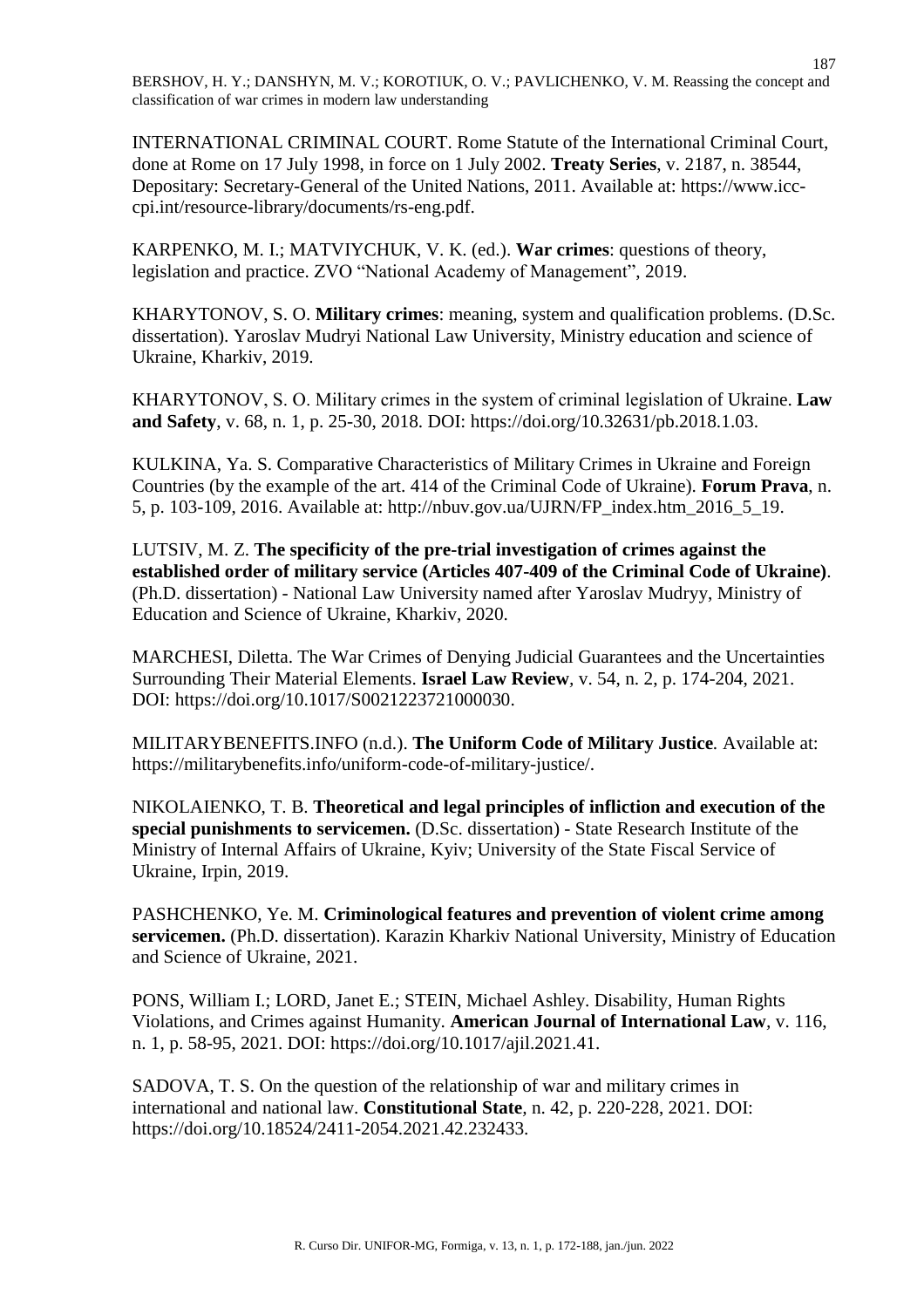INTERNATIONAL CRIMINAL COURT. Rome Statute of the International Criminal Court, done at Rome on 17 July 1998, in force on 1 July 2002. **Treaty Series**, v. 2187, n. 38544, Depositary: Secretary-General of the United Nations, 2011. Available at: https://www.icc-cpi.int/resource-library/documents/rs-eng.pdf.

KARPENKO, M. I.; MATVIYCHUK, V. K. (ed.). **War crimes**: questions of theory, legislation and practice. ZVO "National Academy of Management", 2019.

KHARYTONOV, S. O. **Military crimes**: meaning, system and qualification problems. (D.Sc. dissertation). Yaroslav Mudryi National Law University, Ministry education and science of Ukraine, Kharkiv, 2019.

KHARYTONOV, S. O. Military crimes in the system of criminal legislation of Ukraine. **Law and Safety**, v. 68, n. 1, p. 25-30, 2018. DOI: https://doi.org/10.32631/pb.2018.1.03.

KULKINA, Ya. S. Comparative Characteristics of Military Crimes in Ukraine and Foreign Countries (by the example of the art. 414 of the Criminal Code of Ukraine). **Forum Prava**, n. 5, p. 103-109, 2016. Available at: http://nbuv.gov.ua/UJRN/FP_index.htm_2016_5_19.

LUTSIV, M. Z. **The specificity of the pre-trial investigation of crimes against the established order of military service (Articles 407-409 of the Criminal Code of Ukraine)**. (Ph.D. dissertation) - National Law University named after Yaroslav Mudryy, Ministry of Education and Science of Ukraine, Kharkiv, 2020.

MARCHESI, Diletta. The War Crimes of Denying Judicial Guarantees and the Uncertainties Surrounding Their Material Elements. **Israel Law Review**, v. 54, n. 2, p. 174-204, 2021. DOI: https://doi.org/10.1017/S0021223721000030.

MILITARYBENEFITS.INFO (n.d.). **The Uniform Code of Military Justice**. Available at: https://militarybenefits.info/uniform-code-of-military-justice/.

NIKOLAIENKO, T. B. **Theoretical and legal principles of infliction and execution of the special punishments to servicemen.** (D.Sc. dissertation) - State Research Institute of the Ministry of Internal Affairs of Ukraine, Kyiv; University of the State Fiscal Service of Ukraine, Irpin, 2019.

PASHCHENKO, Ye. M. **Criminological features and prevention of violent crime among servicemen.** (Ph.D. dissertation). Karazin Kharkiv National University, Ministry of Education and Science of Ukraine, 2021.

PONS, William I.; LORD, Janet E.; STEIN, Michael Ashley. Disability, Human Rights Violations, and Crimes against Humanity. **American Journal of International Law**, v. 116, n. 1, p. 58-95, 2021. DOI: https://doi.org/10.1017/ajil.2021.41.

SADOVA, T. S. On the question of the relationship of war and military crimes in international and national law. **Constitutional State**, n. 42, p. 220-228, 2021. DOI: https://doi.org/10.18524/2411-2054.2021.42.232433.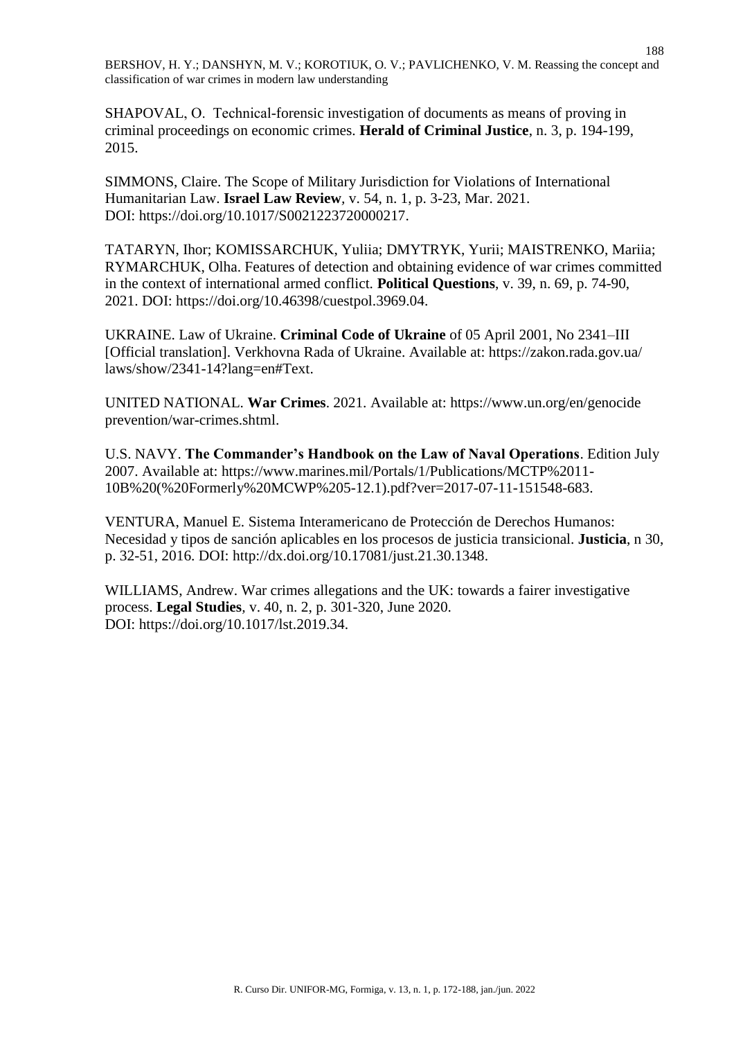SHAPOVAL, O. Technical-forensic investigation of documents as means of proving in criminal proceedings on economic crimes. **Herald of Criminal Justice**, n. 3, p. 194-199, 2015.

SIMMONS, Claire. The Scope of Military Jurisdiction for Violations of International Humanitarian Law. **Israel Law Review**, v. 54, n. 1, p. 3-23, Mar. 2021. DOI: https://doi.org/10.1017/S0021223720000217.

TATARYN, Ihor; KOMISSARCHUK, Yuliia; DMYTRYK, Yurii; MAISTRENKO, Mariia; RYMARCHUK, Olha. Features of detection and obtaining evidence of war crimes committed in the context of international armed conflict. **Political Questions**, v. 39, n. 69, p. 74-90, 2021. DOI: https://doi.org/10.46398/cuestpol.3969.04.

UKRAINE. Law of Ukraine. **Criminal Code of Ukraine** of 05 April 2001, No 2341–III [Official translation]. Verkhovna Rada of Ukraine. Available at: https://zakon.rada.gov.ua/laws/show/2341-14?lang=en#Text.

UNITED NATIONAL. **War Crimes**. 2021. Available at: https://www.un.org/en/genocide prevention/war-crimes.shtml.

U.S. NAVY. **The Commander's Handbook on the Law of Naval Operations**. Edition July 2007. Available at: https://www.marines.mil/Portals/1/Publications/MCTP%2011-10B%20(%20Formerly%20MCWP%205-12.1).pdf?ver=2017-07-11-151548-683.

VENTURA, Manuel E. Sistema Interamericano de Protección de Derechos Humanos: Necesidad y tipos de sanción aplicables en los procesos de justicia transicional. **Justicia**, n 30, p. 32-51, 2016. DOI: http://dx.doi.org/10.17081/just.21.30.1348.

WILLIAMS, Andrew. War crimes allegations and the UK: towards a fairer investigative process. **Legal Studies**, v. 40, n. 2, p. 301-320, June 2020. DOI: https://doi.org/10.1017/lst.2019.34.